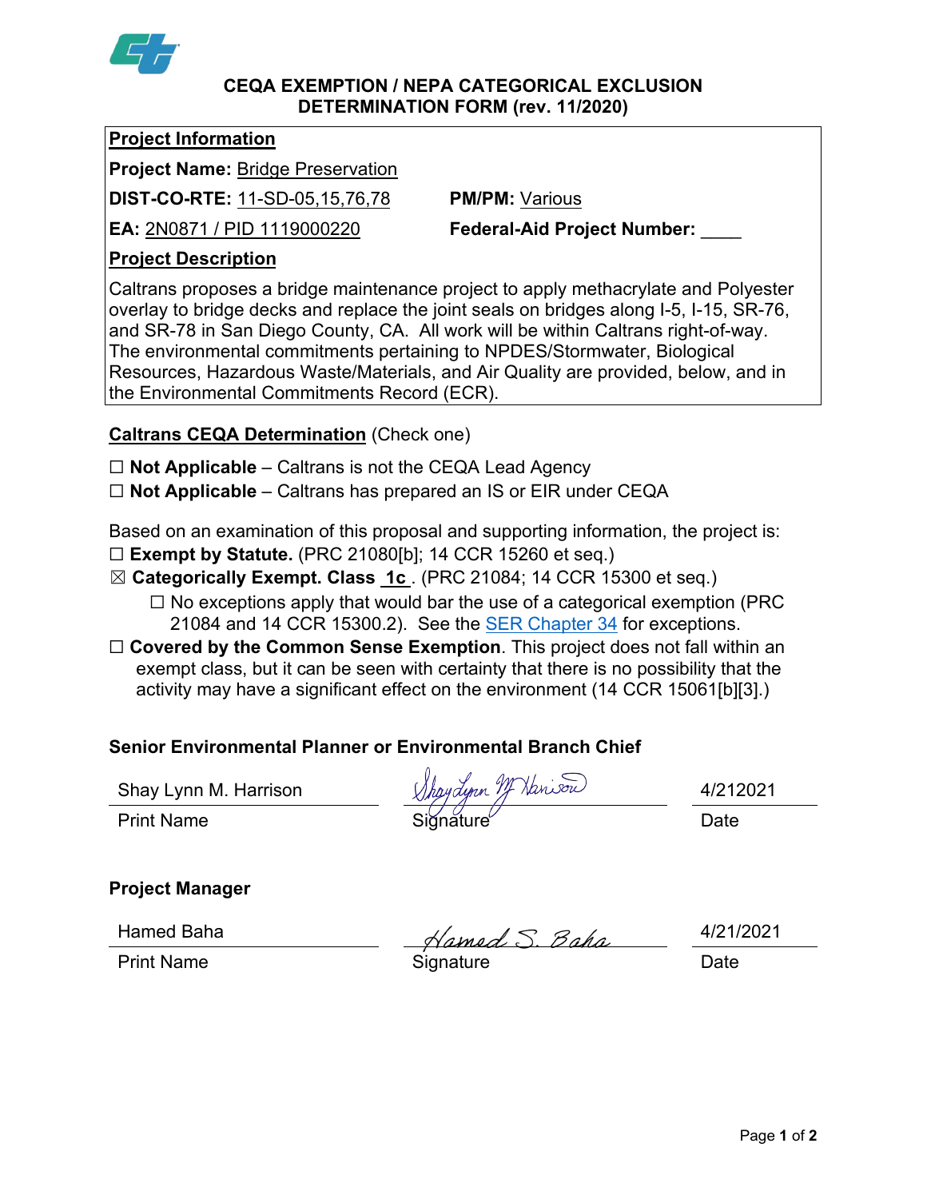# CEQA EXEMPTION / NEPA CATEGORICAL EXCLUSION DETERMINATION FORM (rev. 11/2020)

**Project Information**

**Project Name:** Bridge Preservation

**DIST-CO-RTE:** 11-SD-05,15,76,78 **PM/PM:** Various

**EA:** 2N0871 / PID 1119000220 **Federal-Aid Project Number:** ____

**Project Description**

Caltrans proposes a bridge maintenance project to apply methacrylate and Polyester overlay to bridge decks and replace the joint seals on bridges along I-5, I-15, SR-76, and SR-78 in San Diego County, CA. All work will be within Caltrans right-of-way. The environmental commitments pertaining to NPDES/Stormwater, Biological Resources, Hazardous Waste/Materials, and Air Quality are provided, below, and in the Environmental Commitments Record (ECR).

**Caltrans CEQA Determination** (Check one)

☐ **Not Applicable** – Caltrans is not the CEQA Lead Agency

☐ **Not Applicable** – Caltrans has prepared an IS or EIR under CEQA

Based on an examination of this proposal and supporting information, the project is:

☐ **Exempt by Statute.** (PRC 21080[b]; 14 CCR 15260 et seq.)

☒ **Categorically Exempt. Class 1c**. (PRC 21084; 14 CCR 15300 et seq.)

☐ No exceptions apply that would bar the use of a categorical exemption (PRC 21084 and 14 CCR 15300.2). See the SER Chapter 34 for exceptions.

☐ **Covered by the Common Sense Exemption**. This project does not fall within an exempt class, but it can be seen with certainty that there is no possibility that the activity may have a significant effect on the environment (14 CCR 15061[b][3].)

**Senior Environmental Planner or Environmental Branch Chief**

| Shay Lynn M. Harrison | Shay Lynn M. Harrison | 4/212021 |
|---|---|---|
| Print Name | Signature | Date |

**Project Manager**

| Hamed Baha | Hamed S. Baha | 4/21/2021 |
|---|---|---|
| Print Name | Signature | Date |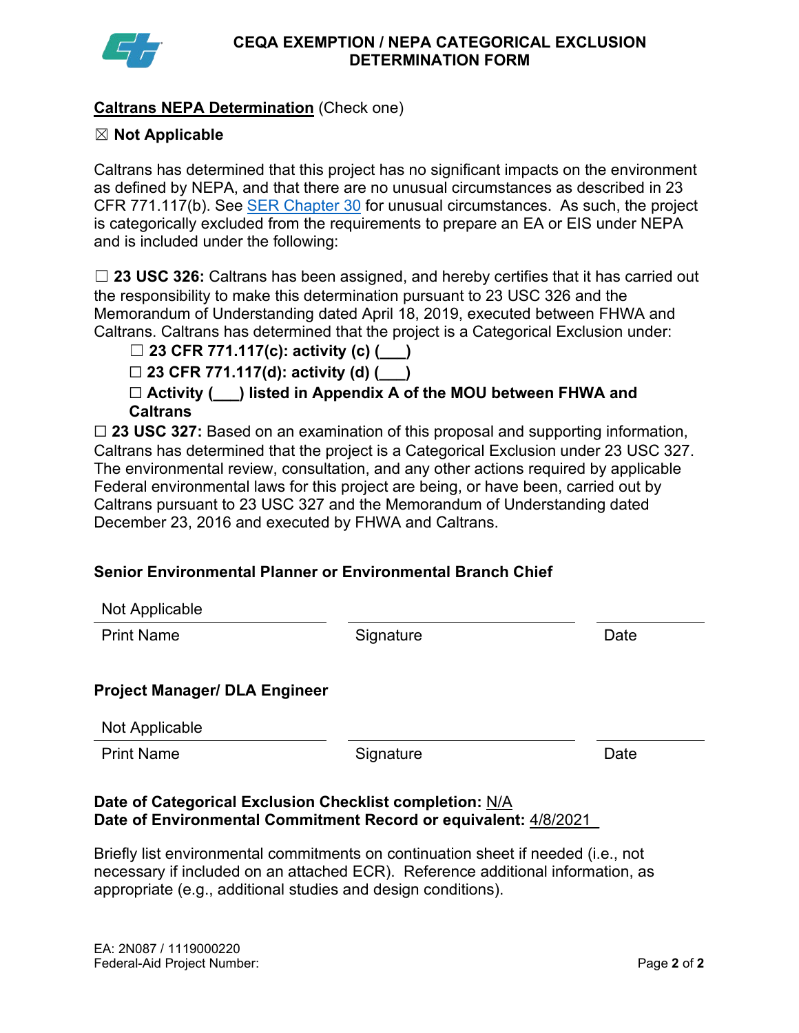# CEQA EXEMPTION / NEPA CATEGORICAL EXCLUSION DETERMINATION FORM

**Caltrans NEPA Determination** (Check one)

☒ **Not Applicable**

Caltrans has determined that this project has no significant impacts on the environment as defined by NEPA, and that there are no unusual circumstances as described in 23 CFR 771.117(b). See SER Chapter 30 for unusual circumstances. As such, the project is categorically excluded from the requirements to prepare an EA or EIS under NEPA and is included under the following:

☐ **23 USC 326:** Caltrans has been assigned, and hereby certifies that it has carried out the responsibility to make this determination pursuant to 23 USC 326 and the Memorandum of Understanding dated April 18, 2019, executed between FHWA and Caltrans. Caltrans has determined that the project is a Categorical Exclusion under:

- ☐ **23 CFR 771.117(c): activity (c) (___)**
- ☐ **23 CFR 771.117(d): activity (d) (___)**
- ☐ **Activity (___) listed in Appendix A of the MOU between FHWA and Caltrans**

☐ **23 USC 327:** Based on an examination of this proposal and supporting information, Caltrans has determined that the project is a Categorical Exclusion under 23 USC 327. The environmental review, consultation, and any other actions required by applicable Federal environmental laws for this project are being, or have been, carried out by Caltrans pursuant to 23 USC 327 and the Memorandum of Understanding dated December 23, 2016 and executed by FHWA and Caltrans.

**Senior Environmental Planner or Environmental Branch Chief**

| Not Applicable | | |
|---|---|---|
| Print Name | Signature | Date |

**Project Manager/ DLA Engineer**

| Not Applicable | | |
|---|---|---|
| Print Name | Signature | Date |

**Date of Categorical Exclusion Checklist completion:** N/A
**Date of Environmental Commitment Record or equivalent:** 4/8/2021

Briefly list environmental commitments on continuation sheet if needed (i.e., not necessary if included on an attached ECR). Reference additional information, as appropriate (e.g., additional studies and design conditions).

EA: 2N087 / 1119000220
Federal-Aid Project Number: